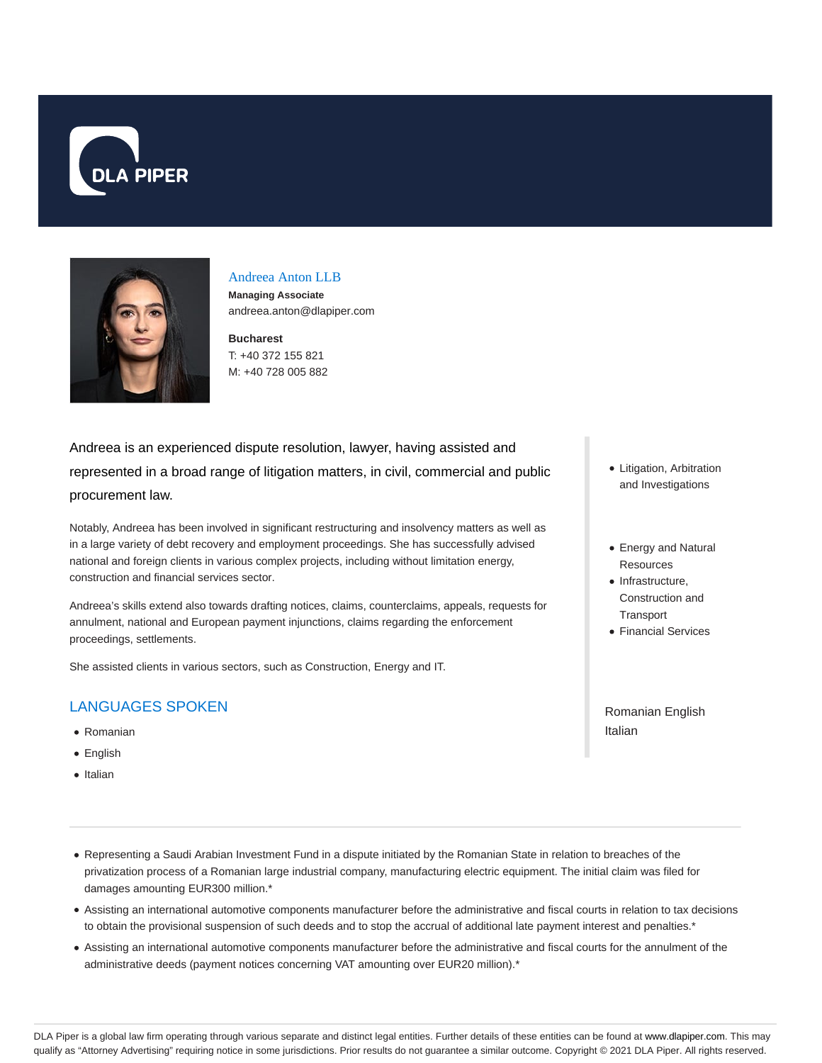# Andreea Anton LLB

**Managing Associate**
andreea.anton@dlapiper.com

**Bucharest**
T: +40 372 155 821
M: +40 728 005 882

Andreea is an experienced dispute resolution, lawyer, having assisted and represented in a broad range of litigation matters, in civil, commercial and public procurement law.

Notably, Andreea has been involved in significant restructuring and insolvency matters as well as in a large variety of debt recovery and employment proceedings. She has successfully advised national and foreign clients in various complex projects, including without limitation energy, construction and financial services sector.

Andreea's skills extend also towards drafting notices, claims, counterclaims, appeals, requests for annulment, national and European payment injunctions, claims regarding the enforcement proceedings, settlements.

She assisted clients in various sectors, such as Construction, Energy and IT.

- Litigation, Arbitration and Investigations

- Energy and Natural Resources
- Infrastructure, Construction and Transport
- Financial Services

Romanian English Italian

## LANGUAGES SPOKEN

- Romanian
- English
- Italian

---

- Representing a Saudi Arabian Investment Fund in a dispute initiated by the Romanian State in relation to breaches of the privatization process of a Romanian large industrial company, manufacturing electric equipment. The initial claim was filed for damages amounting EUR300 million.*
- Assisting an international automotive components manufacturer before the administrative and fiscal courts in relation to tax decisions to obtain the provisional suspension of such deeds and to stop the accrual of additional late payment interest and penalties.*
- Assisting an international automotive components manufacturer before the administrative and fiscal courts for the annulment of the administrative deeds (payment notices concerning VAT amounting over EUR20 million).*

DLA Piper is a global law firm operating through various separate and distinct legal entities. Further details of these entities can be found at www.dlapiper.com. This may qualify as "Attorney Advertising" requiring notice in some jurisdictions. Prior results do not guarantee a similar outcome. Copyright © 2021 DLA Piper. All rights reserved.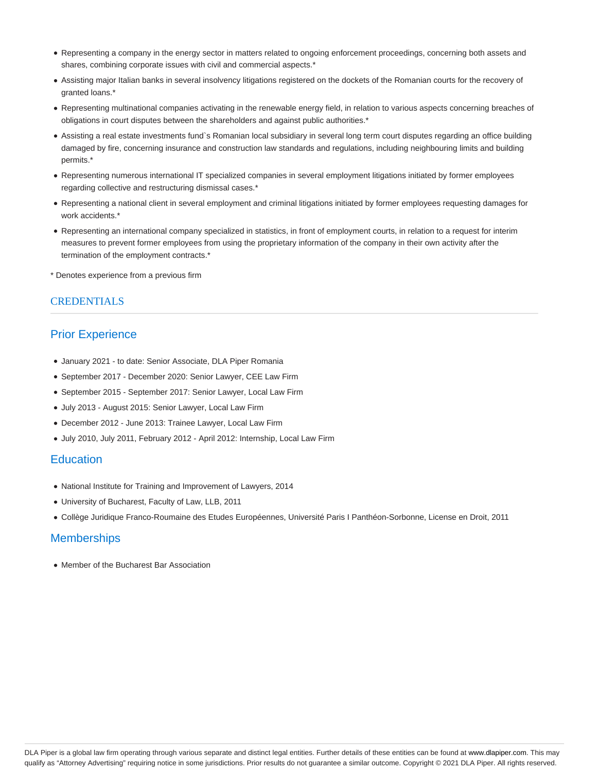- Representing a company in the energy sector in matters related to ongoing enforcement proceedings, concerning both assets and shares, combining corporate issues with civil and commercial aspects.*
- Assisting major Italian banks in several insolvency litigations registered on the dockets of the Romanian courts for the recovery of granted loans.*
- Representing multinational companies activating in the renewable energy field, in relation to various aspects concerning breaches of obligations in court disputes between the shareholders and against public authorities.*
- Assisting a real estate investments fund`s Romanian local subsidiary in several long term court disputes regarding an office building damaged by fire, concerning insurance and construction law standards and regulations, including neighbouring limits and building permits.*
- Representing numerous international IT specialized companies in several employment litigations initiated by former employees regarding collective and restructuring dismissal cases.*
- Representing a national client in several employment and criminal litigations initiated by former employees requesting damages for work accidents.*
- Representing an international company specialized in statistics, in front of employment courts, in relation to a request for interim measures to prevent former employees from using the proprietary information of the company in their own activity after the termination of the employment contracts.*

* Denotes experience from a previous firm

## CREDENTIALS

### Prior Experience

- January 2021 - to date: Senior Associate, DLA Piper Romania
- September 2017 - December 2020: Senior Lawyer, CEE Law Firm
- September 2015 - September 2017: Senior Lawyer, Local Law Firm
- July 2013 - August 2015: Senior Lawyer, Local Law Firm
- December 2012 - June 2013: Trainee Lawyer, Local Law Firm
- July 2010, July 2011, February 2012 - April 2012: Internship, Local Law Firm

### Education

- National Institute for Training and Improvement of Lawyers, 2014
- University of Bucharest, Faculty of Law, LLB, 2011
- Collège Juridique Franco-Roumaine des Etudes Européennes, Université Paris I Panthéon-Sorbonne, License en Droit, 2011

### Memberships

- Member of the Bucharest Bar Association